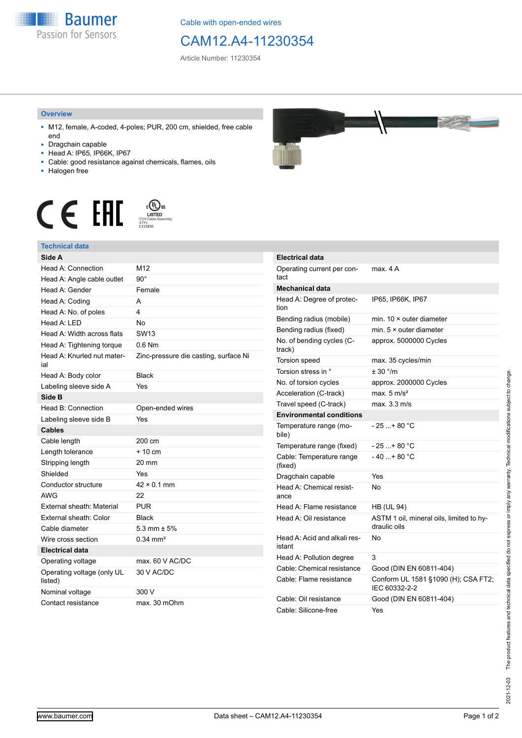Baumer
Passion for Sensors

Cable with open-ended wires

# CAM12.A4-11230354

Article Number: 11230354

## Overview

- M12, female, A-coded, 4-poles; PUR, 200 cm, shielded, free cable end
- Dragchain capable
- Head A: IP65, IP66K, IP67
- Cable: good resistance against chemicals, flames, oils
- Halogen free

## Technical data

| Side A | |
|---|---|
| Head A: Connection | M12 |
| Head A: Angle cable outlet | 90° |
| Head A: Gender | Female |
| Head A: Coding | A |
| Head A: No. of poles | 4 |
| Head A: LED | No |
| Head A: Width across flats | SW13 |
| Head A: Tightening torque | 0.6 Nm |
| Head A: Knurled nut material | Zinc-pressure die casting, surface Ni |
| Head A: Body color | Black |
| Labeling sleeve side A | Yes |
| **Side B** | |
| Head B: Connection | Open-ended wires |
| Labeling sleeve side B | Yes |
| **Cables** | |
| Cable length | 200 cm |
| Length tolerance | + 10 cm |
| Stripping length | 20 mm |
| Shielded | Yes |
| Conductor structure | 42 × 0.1 mm |
| AWG | 22 |
| External sheath: Material | PUR |
| External sheath: Color | Black |
| Cable diameter | 5.3 mm ± 5% |
| Wire cross section | 0.34 mm² |
| **Electrical data** | |
| Operating voltage | max. 60 V AC/DC |
| Operating voltage (only UL listed) | 30 V AC/DC |
| Nominal voltage | 300 V |
| Contact resistance | max. 30 mOhm |

| Electrical data | |
|---|---|
| Operating current per contact | max. 4 A |
| **Mechanical data** | |
| Head A: Degree of protection | IP65, IP66K, IP67 |
| Bending radius (mobile) | min. 10 × outer diameter |
| Bending radius (fixed) | min. 5 × outer diameter |
| No. of bending cycles (C-track) | approx. 5000000 Cycles |
| Torsion speed | max. 35 cycles/min |
| Torsion stress in ° | ± 30 °/m |
| No. of torsion cycles | approx. 2000000 Cycles |
| Acceleration (C-track) | max. 5 m/s² |
| Travel speed (C-track) | max. 3.3 m/s |
| **Environmental conditions** | |
| Temperature range (mobile) | - 25 ...+ 80 °C |
| Temperature range (fixed) | - 25 ...+ 80 °C |
| Cable: Temperature range (fixed) | - 40 ...+ 80 °C |
| Dragchain capable | Yes |
| Head A: Chemical resistance | No |
| Head A: Flame resistance | HB (UL 94) |
| Head A: Oil resistance | ASTM 1 oil, mineral oils, limited to hydraulic oils |
| Head A: Acid and alkali resistant | No |
| Head A: Pollution degree | 3 |
| Cable: Chemical resistance | Good (DIN EN 60811-404) |
| Cable: Flame resistance | Conform UL 1581 §1090 (H); CSA FT2; IEC 60332-2-2 |
| Cable: Oil resistance | Good (DIN EN 60811-404) |
| Cable: Silicone-free | Yes |

2021-12-03 The product features and technical data specified do not express or imply any warranty. Technical modifications subject to change.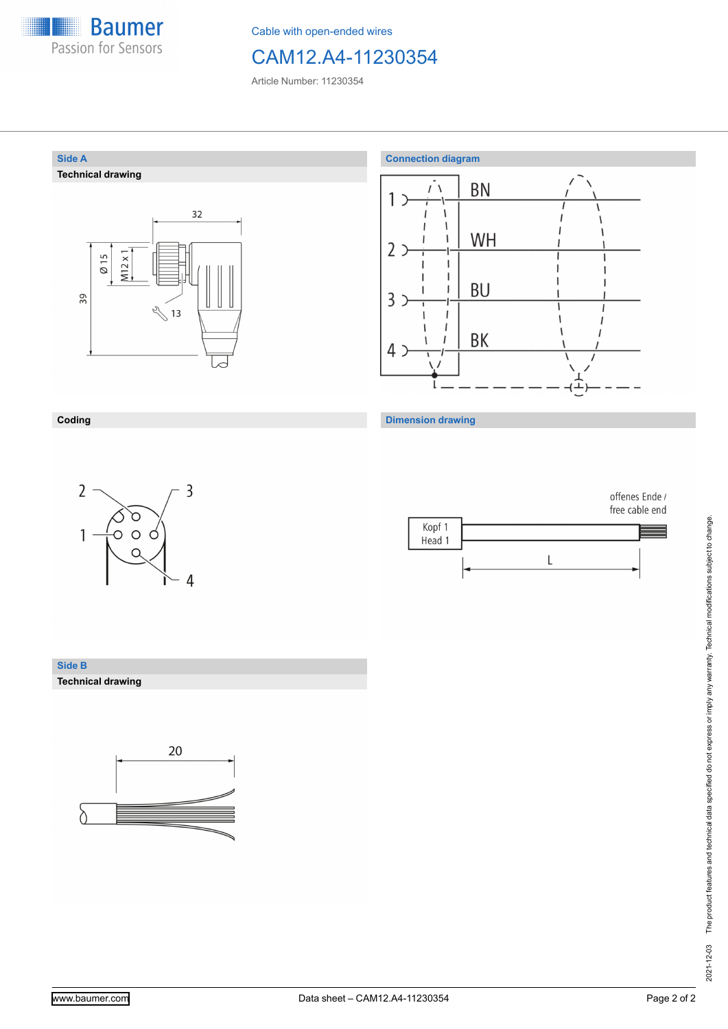Cable with open-ended wires

# CAM12.A4-11230354

Article Number: 11230354

## Side A

### Technical drawing

32

Ø 15

M12 x 1

39

13

## Connection diagram

1 BN

2 WH

3 BU

4 BK

### Coding

2

3

1

4

## Dimension drawing

offenes Ende / free cable end

Kopf 1 Head 1

L

## Side B

### Technical drawing

20

The product features and technical data specified do not express or imply any warranty. Technical modifications subject to change.

2021-12-03

www.baumer.com

Data sheet – CAM12.A4-11230354